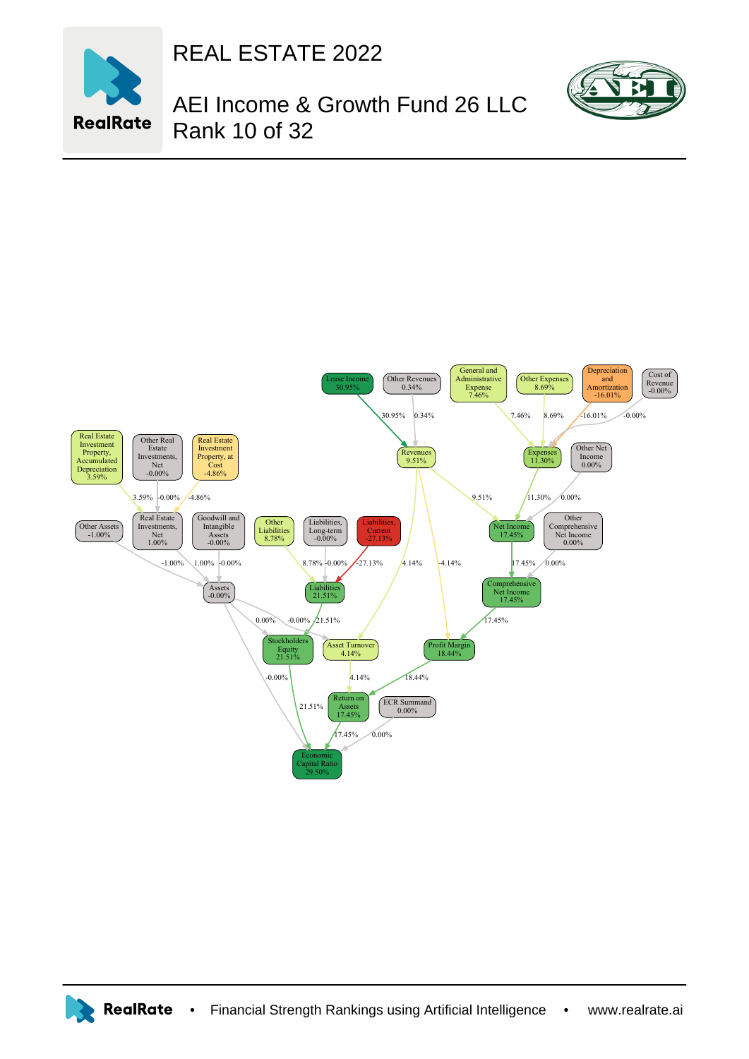# REAL ESTATE 2022

## AEI Income & Growth Fund 26 LLC
## Rank 10 of 32

Lease Income 30.95%
Other Revenues 0.34%
General and Administrative Expense 7.46%
Other Expenses 8.69%
Depreciation and Amortization -16.01%
Cost of Revenue -0.00%
Real Estate Investment Property, Accumulated Depreciation 3.59%
Other Real Estate Investments, Net -0.00%
Real Estate Investment Property, at Cost -4.86%
Revenues 9.51%
Expenses 11.30%
Other Net Income 0.00%
Other Assets -1.00%
Real Estate Investments, Net 1.00%
Goodwill and Intangible Assets -0.00%
Other Liabilities 8.78%
Liabilities, Long-term -0.00%
Liabilities, Current -27.13%
Net Income 17.45%
Other Comprehensive Net Income 0.00%
Assets -0.00%
Liabilities 21.51%
Comprehensive Net Income 17.45%
Stockholders Equity 21.51%
Asset Turnover 4.14%
Profit Margin 18.44%
Return on Assets 17.45%
ECR Summand 0.00%
Economic Capital Ratio 29.50%

RealRate • Financial Strength Rankings using Artificial Intelligence • www.realrate.ai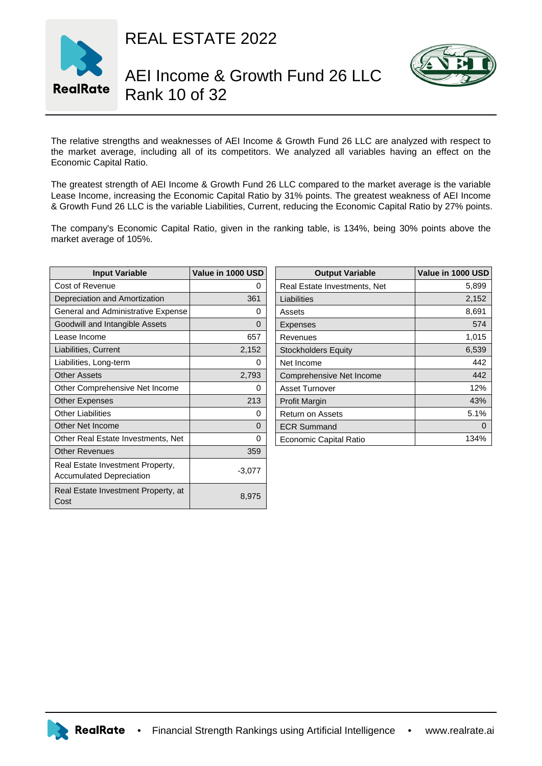# REAL ESTATE 2022

## AEI Income & Growth Fund 26 LLC
## Rank 10 of 32

The relative strengths and weaknesses of AEI Income & Growth Fund 26 LLC are analyzed with respect to the market average, including all of its competitors. We analyzed all variables having an effect on the Economic Capital Ratio.

The greatest strength of AEI Income & Growth Fund 26 LLC compared to the market average is the variable Lease Income, increasing the Economic Capital Ratio by 31% points. The greatest weakness of AEI Income & Growth Fund 26 LLC is the variable Liabilities, Current, reducing the Economic Capital Ratio by 27% points.

The company's Economic Capital Ratio, given in the ranking table, is 134%, being 30% points above the market average of 105%.

| Input Variable | Value in 1000 USD |
|---|---|
| Cost of Revenue | 0 |
| Depreciation and Amortization | 361 |
| General and Administrative Expense | 0 |
| Goodwill and Intangible Assets | 0 |
| Lease Income | 657 |
| Liabilities, Current | 2,152 |
| Liabilities, Long-term | 0 |
| Other Assets | 2,793 |
| Other Comprehensive Net Income | 0 |
| Other Expenses | 213 |
| Other Liabilities | 0 |
| Other Net Income | 0 |
| Other Real Estate Investments, Net | 0 |
| Other Revenues | 359 |
| Real Estate Investment Property, Accumulated Depreciation | -3,077 |
| Real Estate Investment Property, at Cost | 8,975 |

| Output Variable | Value in 1000 USD |
|---|---|
| Real Estate Investments, Net | 5,899 |
| Liabilities | 2,152 |
| Assets | 8,691 |
| Expenses | 574 |
| Revenues | 1,015 |
| Stockholders Equity | 6,539 |
| Net Income | 442 |
| Comprehensive Net Income | 442 |
| Asset Turnover | 12% |
| Profit Margin | 43% |
| Return on Assets | 5.1% |
| ECR Summand | 0 |
| Economic Capital Ratio | 134% |